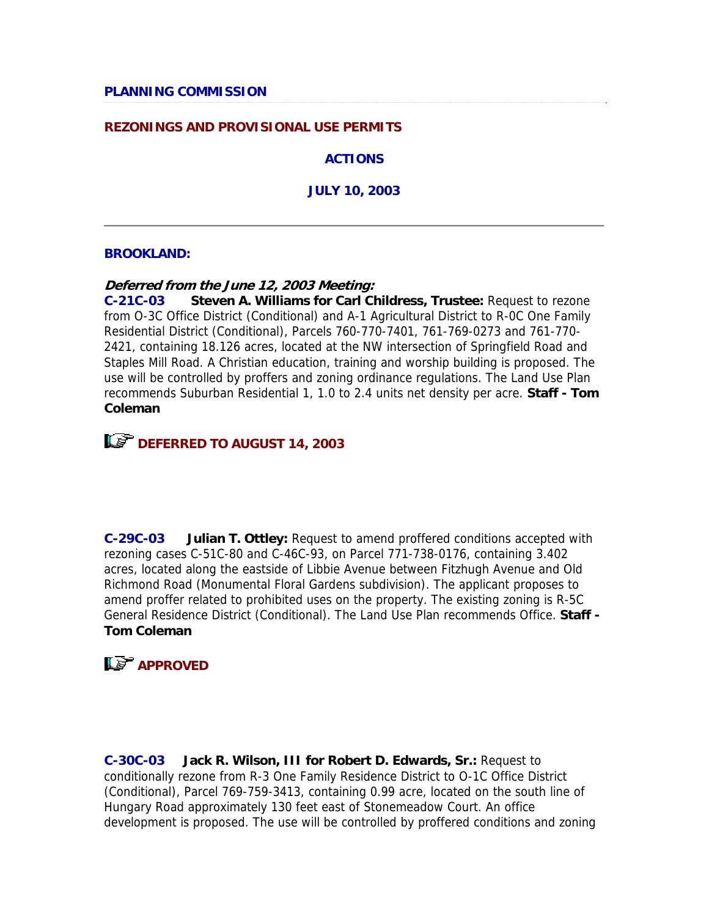**PLANNING COMMISSION**

**REZONINGS AND PROVISIONAL USE PERMITS**

**ACTIONS**

**JULY 10, 2003**

---

**BROOKLAND:**

***Deferred from the June 12, 2003 Meeting:***

**C-21C-03 Steven A. Williams for Carl Childress, Trustee:** Request to rezone from O-3C Office District (Conditional) and A-1 Agricultural District to R-0C One Family Residential District (Conditional), Parcels 760-770-7401, 761-769-0273 and 761-770-2421, containing 18.126 acres, located at the NW intersection of Springfield Road and Staples Mill Road. A Christian education, training and worship building is proposed. The use will be controlled by proffers and zoning ordinance regulations. The Land Use Plan recommends Suburban Residential 1, 1.0 to 2.4 units net density per acre. **Staff - Tom Coleman**

**DEFERRED TO AUGUST 14, 2003**

**C-29C-03 Julian T. Ottley:** Request to amend proffered conditions accepted with rezoning cases C-51C-80 and C-46C-93, on Parcel 771-738-0176, containing 3.402 acres, located along the eastside of Libbie Avenue between Fitzhugh Avenue and Old Richmond Road (Monumental Floral Gardens subdivision). The applicant proposes to amend proffer related to prohibited uses on the property. The existing zoning is R-5C General Residence District (Conditional). The Land Use Plan recommends Office. **Staff - Tom Coleman**

**APPROVED**

**C-30C-03 Jack R. Wilson, III for Robert D. Edwards, Sr.:** Request to conditionally rezone from R-3 One Family Residence District to O-1C Office District (Conditional), Parcel 769-759-3413, containing 0.99 acre, located on the south line of Hungary Road approximately 130 feet east of Stonemeadow Court. An office development is proposed. The use will be controlled by proffered conditions and zoning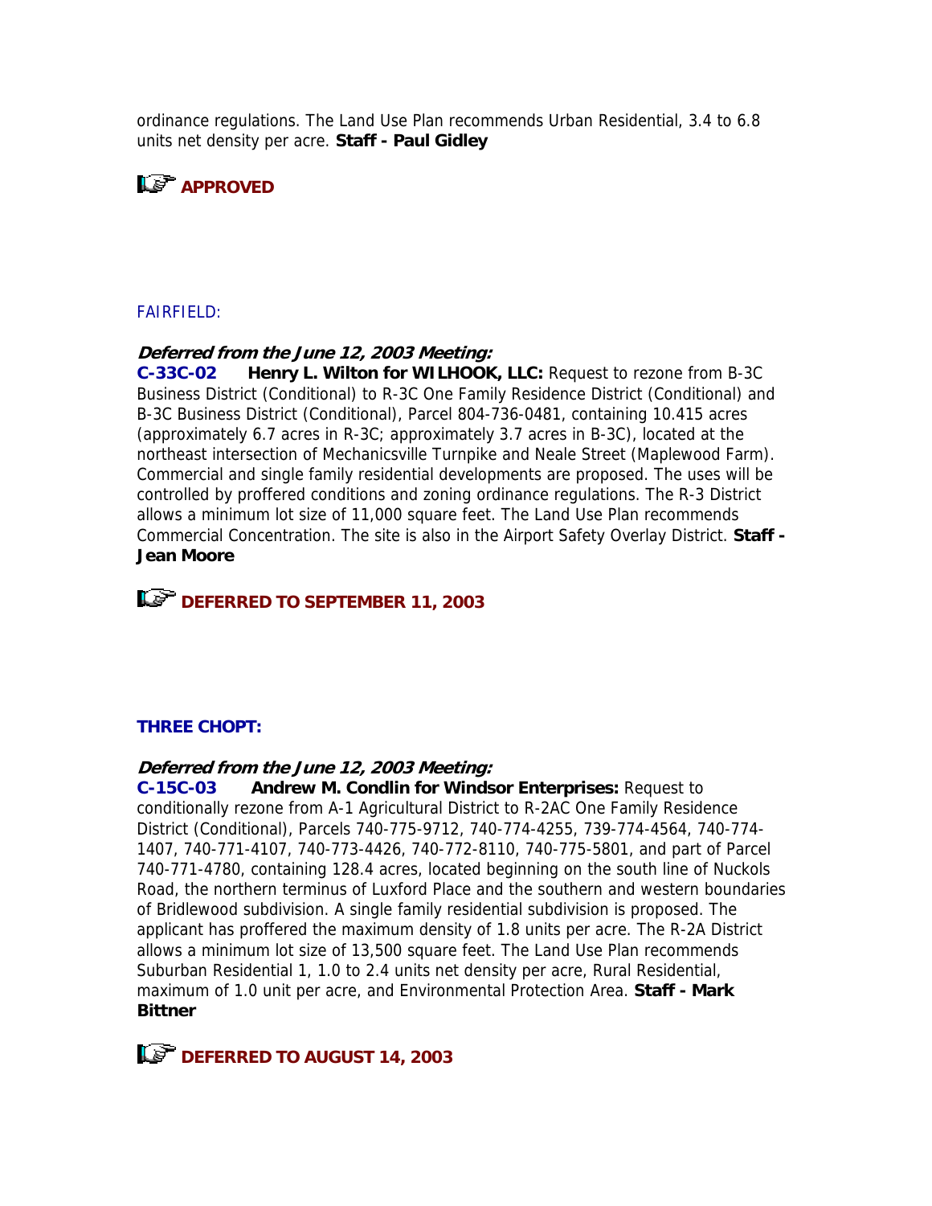ordinance regulations. The Land Use Plan recommends Urban Residential, 3.4 to 6.8 units net density per acre. **Staff - Paul Gidley**

**APPROVED**

FAIRFIELD:

***Deferred from the June 12, 2003 Meeting:***

**C-33C-02** **Henry L. Wilton for WILHOOK, LLC:** Request to rezone from B-3C Business District (Conditional) to R-3C One Family Residence District (Conditional) and B-3C Business District (Conditional), Parcel 804-736-0481, containing 10.415 acres (approximately 6.7 acres in R-3C; approximately 3.7 acres in B-3C), located at the northeast intersection of Mechanicsville Turnpike and Neale Street (Maplewood Farm). Commercial and single family residential developments are proposed. The uses will be controlled by proffered conditions and zoning ordinance regulations. The R-3 District allows a minimum lot size of 11,000 square feet. The Land Use Plan recommends Commercial Concentration. The site is also in the Airport Safety Overlay District. **Staff - Jean Moore**

**DEFERRED TO SEPTEMBER 11, 2003**

**THREE CHOPT:**

***Deferred from the June 12, 2003 Meeting:***

**C-15C-03** **Andrew M. Condlin for Windsor Enterprises:** Request to conditionally rezone from A-1 Agricultural District to R-2AC One Family Residence District (Conditional), Parcels 740-775-9712, 740-774-4255, 739-774-4564, 740-774-1407, 740-771-4107, 740-773-4426, 740-772-8110, 740-775-5801, and part of Parcel 740-771-4780, containing 128.4 acres, located beginning on the south line of Nuckols Road, the northern terminus of Luxford Place and the southern and western boundaries of Bridlewood subdivision. A single family residential subdivision is proposed. The applicant has proffered the maximum density of 1.8 units per acre. The R-2A District allows a minimum lot size of 13,500 square feet. The Land Use Plan recommends Suburban Residential 1, 1.0 to 2.4 units net density per acre, Rural Residential, maximum of 1.0 unit per acre, and Environmental Protection Area. **Staff - Mark Bittner**

**DEFERRED TO AUGUST 14, 2003**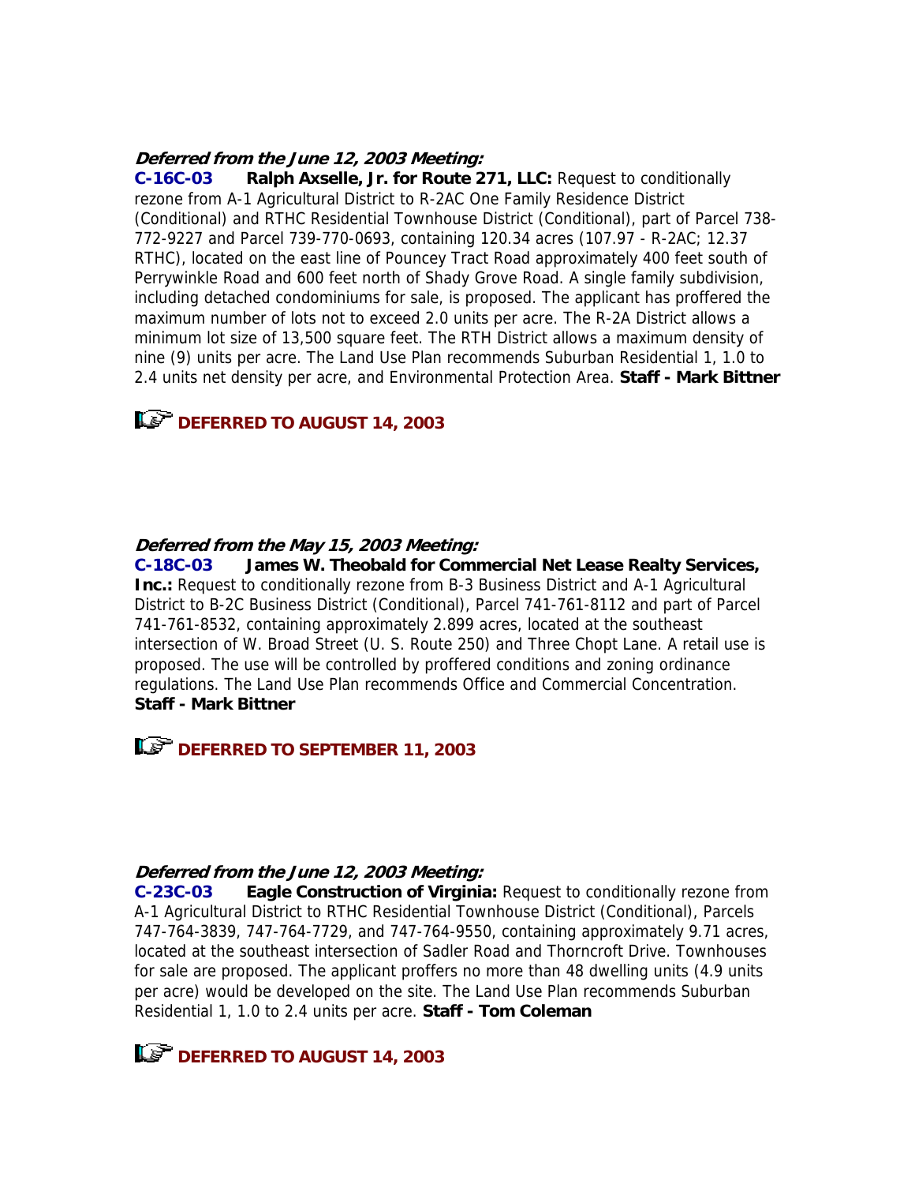***Deferred from the June 12, 2003 Meeting:***

**C-16C-03** **Ralph Axselle, Jr. for Route 271, LLC:** Request to conditionally rezone from A-1 Agricultural District to R-2AC One Family Residence District (Conditional) and RTHC Residential Townhouse District (Conditional), part of Parcel 738-772-9227 and Parcel 739-770-0693, containing 120.34 acres (107.97 - R-2AC; 12.37 RTHC), located on the east line of Pouncey Tract Road approximately 400 feet south of Perrywinkle Road and 600 feet north of Shady Grove Road. A single family subdivision, including detached condominiums for sale, is proposed. The applicant has proffered the maximum number of lots not to exceed 2.0 units per acre. The R-2A District allows a minimum lot size of 13,500 square feet. The RTH District allows a maximum density of nine (9) units per acre. The Land Use Plan recommends Suburban Residential 1, 1.0 to 2.4 units net density per acre, and Environmental Protection Area. **Staff - Mark Bittner**

☞ **DEFERRED TO AUGUST 14, 2003**

***Deferred from the May 15, 2003 Meeting:***

**C-18C-03** **James W. Theobald for Commercial Net Lease Realty Services, Inc.:** Request to conditionally rezone from B-3 Business District and A-1 Agricultural District to B-2C Business District (Conditional), Parcel 741-761-8112 and part of Parcel 741-761-8532, containing approximately 2.899 acres, located at the southeast intersection of W. Broad Street (U. S. Route 250) and Three Chopt Lane. A retail use is proposed. The use will be controlled by proffered conditions and zoning ordinance regulations. The Land Use Plan recommends Office and Commercial Concentration. **Staff - Mark Bittner**

☞ **DEFERRED TO SEPTEMBER 11, 2003**

***Deferred from the June 12, 2003 Meeting:***

**C-23C-03** **Eagle Construction of Virginia:** Request to conditionally rezone from A-1 Agricultural District to RTHC Residential Townhouse District (Conditional), Parcels 747-764-3839, 747-764-7729, and 747-764-9550, containing approximately 9.71 acres, located at the southeast intersection of Sadler Road and Thorncroft Drive. Townhouses for sale are proposed. The applicant proffers no more than 48 dwelling units (4.9 units per acre) would be developed on the site. The Land Use Plan recommends Suburban Residential 1, 1.0 to 2.4 units per acre. **Staff - Tom Coleman**

☞ **DEFERRED TO AUGUST 14, 2003**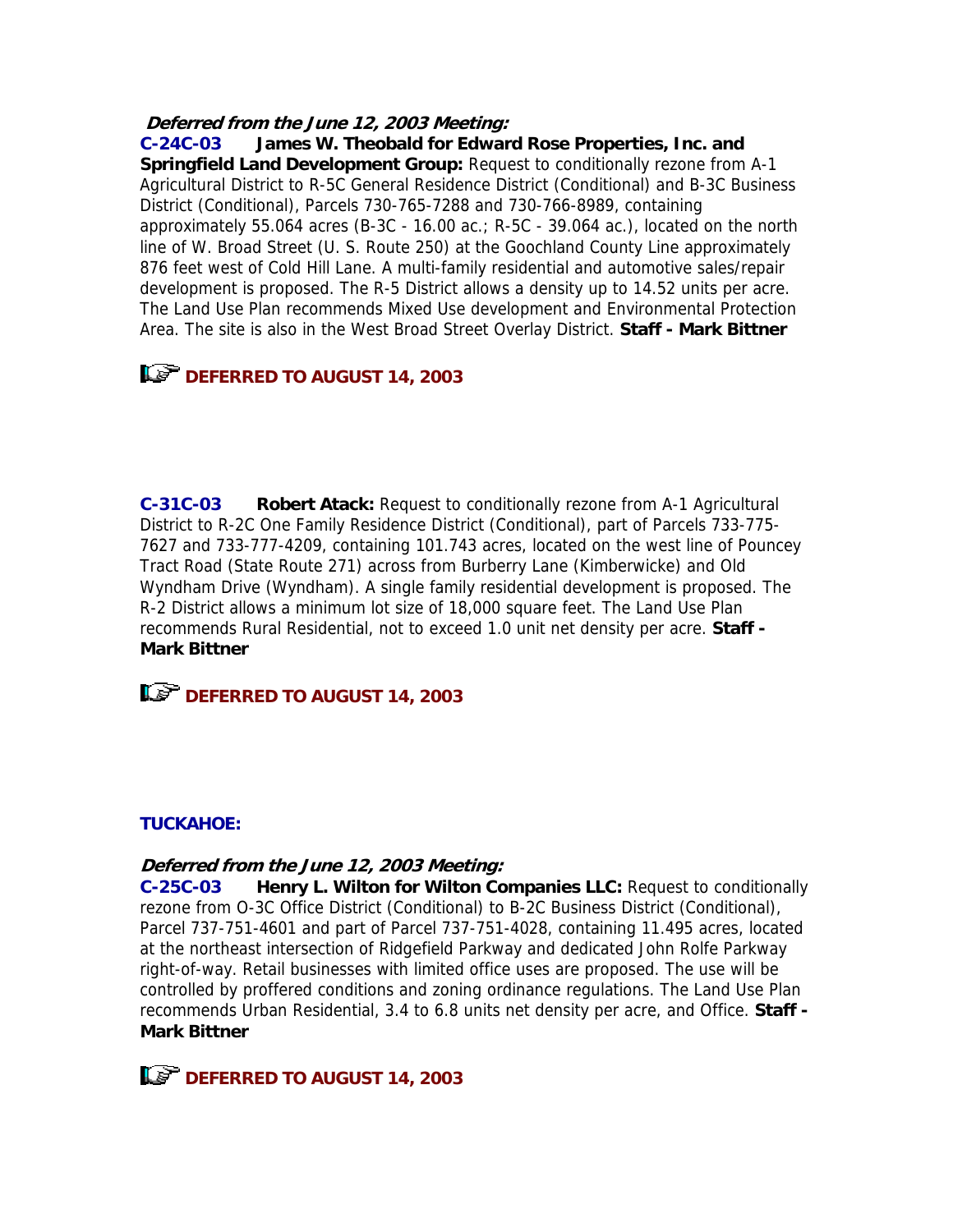***Deferred from the June 12, 2003 Meeting:***

**C-24C-03 James W. Theobald for Edward Rose Properties, Inc. and Springfield Land Development Group:** Request to conditionally rezone from A-1 Agricultural District to R-5C General Residence District (Conditional) and B-3C Business District (Conditional), Parcels 730-765-7288 and 730-766-8989, containing approximately 55.064 acres (B-3C - 16.00 ac.; R-5C - 39.064 ac.), located on the north line of W. Broad Street (U. S. Route 250) at the Goochland County Line approximately 876 feet west of Cold Hill Lane. A multi-family residential and automotive sales/repair development is proposed. The R-5 District allows a density up to 14.52 units per acre. The Land Use Plan recommends Mixed Use development and Environmental Protection Area. The site is also in the West Broad Street Overlay District. **Staff - Mark Bittner**

**DEFERRED TO AUGUST 14, 2003**

**C-31C-03 Robert Atack:** Request to conditionally rezone from A-1 Agricultural District to R-2C One Family Residence District (Conditional), part of Parcels 733-775-7627 and 733-777-4209, containing 101.743 acres, located on the west line of Pouncey Tract Road (State Route 271) across from Burberry Lane (Kimberwicke) and Old Wyndham Drive (Wyndham). A single family residential development is proposed. The R-2 District allows a minimum lot size of 18,000 square feet. The Land Use Plan recommends Rural Residential, not to exceed 1.0 unit net density per acre. **Staff - Mark Bittner**

**DEFERRED TO AUGUST 14, 2003**

**TUCKAHOE:**

***Deferred from the June 12, 2003 Meeting:***

**C-25C-03 Henry L. Wilton for Wilton Companies LLC:** Request to conditionally rezone from O-3C Office District (Conditional) to B-2C Business District (Conditional), Parcel 737-751-4601 and part of Parcel 737-751-4028, containing 11.495 acres, located at the northeast intersection of Ridgefield Parkway and dedicated John Rolfe Parkway right-of-way. Retail businesses with limited office uses are proposed. The use will be controlled by proffered conditions and zoning ordinance regulations. The Land Use Plan recommends Urban Residential, 3.4 to 6.8 units net density per acre, and Office. **Staff - Mark Bittner**

**DEFERRED TO AUGUST 14, 2003**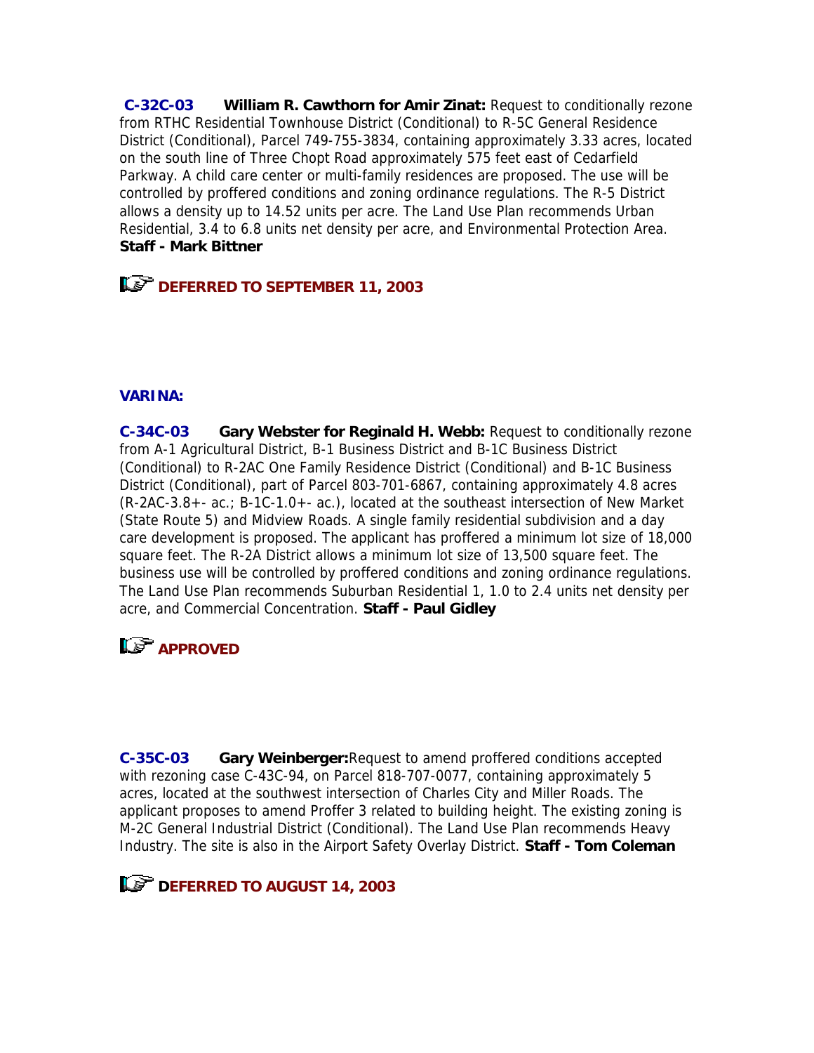**C-32C-03** **William R. Cawthorn for Amir Zinat:** Request to conditionally rezone from RTHC Residential Townhouse District (Conditional) to R-5C General Residence District (Conditional), Parcel 749-755-3834, containing approximately 3.33 acres, located on the south line of Three Chopt Road approximately 575 feet east of Cedarfield Parkway. A child care center or multi-family residences are proposed. The use will be controlled by proffered conditions and zoning ordinance regulations. The R-5 District allows a density up to 14.52 units per acre. The Land Use Plan recommends Urban Residential, 3.4 to 6.8 units net density per acre, and Environmental Protection Area. **Staff - Mark Bittner**

**DEFERRED TO SEPTEMBER 11, 2003**

**VARINA:**

**C-34C-03** **Gary Webster for Reginald H. Webb:** Request to conditionally rezone from A-1 Agricultural District, B-1 Business District and B-1C Business District (Conditional) to R-2AC One Family Residence District (Conditional) and B-1C Business District (Conditional), part of Parcel 803-701-6867, containing approximately 4.8 acres (R-2AC-3.8+- ac.; B-1C-1.0+- ac.), located at the southeast intersection of New Market (State Route 5) and Midview Roads. A single family residential subdivision and a day care development is proposed. The applicant has proffered a minimum lot size of 18,000 square feet. The R-2A District allows a minimum lot size of 13,500 square feet. The business use will be controlled by proffered conditions and zoning ordinance regulations. The Land Use Plan recommends Suburban Residential 1, 1.0 to 2.4 units net density per acre, and Commercial Concentration. **Staff - Paul Gidley**

**APPROVED**

**C-35C-03** **Gary Weinberger:** Request to amend proffered conditions accepted with rezoning case C-43C-94, on Parcel 818-707-0077, containing approximately 5 acres, located at the southwest intersection of Charles City and Miller Roads. The applicant proposes to amend Proffer 3 related to building height. The existing zoning is M-2C General Industrial District (Conditional). The Land Use Plan recommends Heavy Industry. The site is also in the Airport Safety Overlay District. **Staff - Tom Coleman**

**DEFERRED TO AUGUST 14, 2003**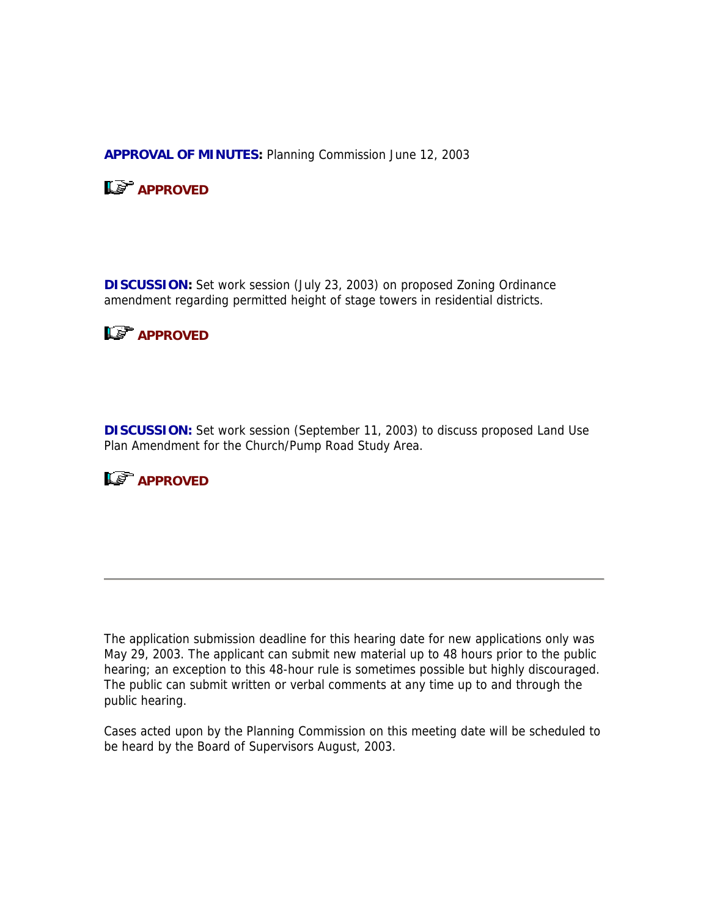**APPROVAL OF MINUTES:** Planning Commission June 12, 2003

☞ **APPROVED**

**DISCUSSION:** Set work session (July 23, 2003) on proposed Zoning Ordinance amendment regarding permitted height of stage towers in residential districts.

☞ **APPROVED**

**DISCUSSION:** Set work session (September 11, 2003) to discuss proposed Land Use Plan Amendment for the Church/Pump Road Study Area.

☞ **APPROVED**

---

The application submission deadline for this hearing date for new applications only was May 29, 2003. The applicant can submit new material up to 48 hours prior to the public hearing; an exception to this 48-hour rule is sometimes possible but highly discouraged. The public can submit written or verbal comments at any time up to and through the public hearing.

Cases acted upon by the Planning Commission on this meeting date will be scheduled to be heard by the Board of Supervisors August, 2003.